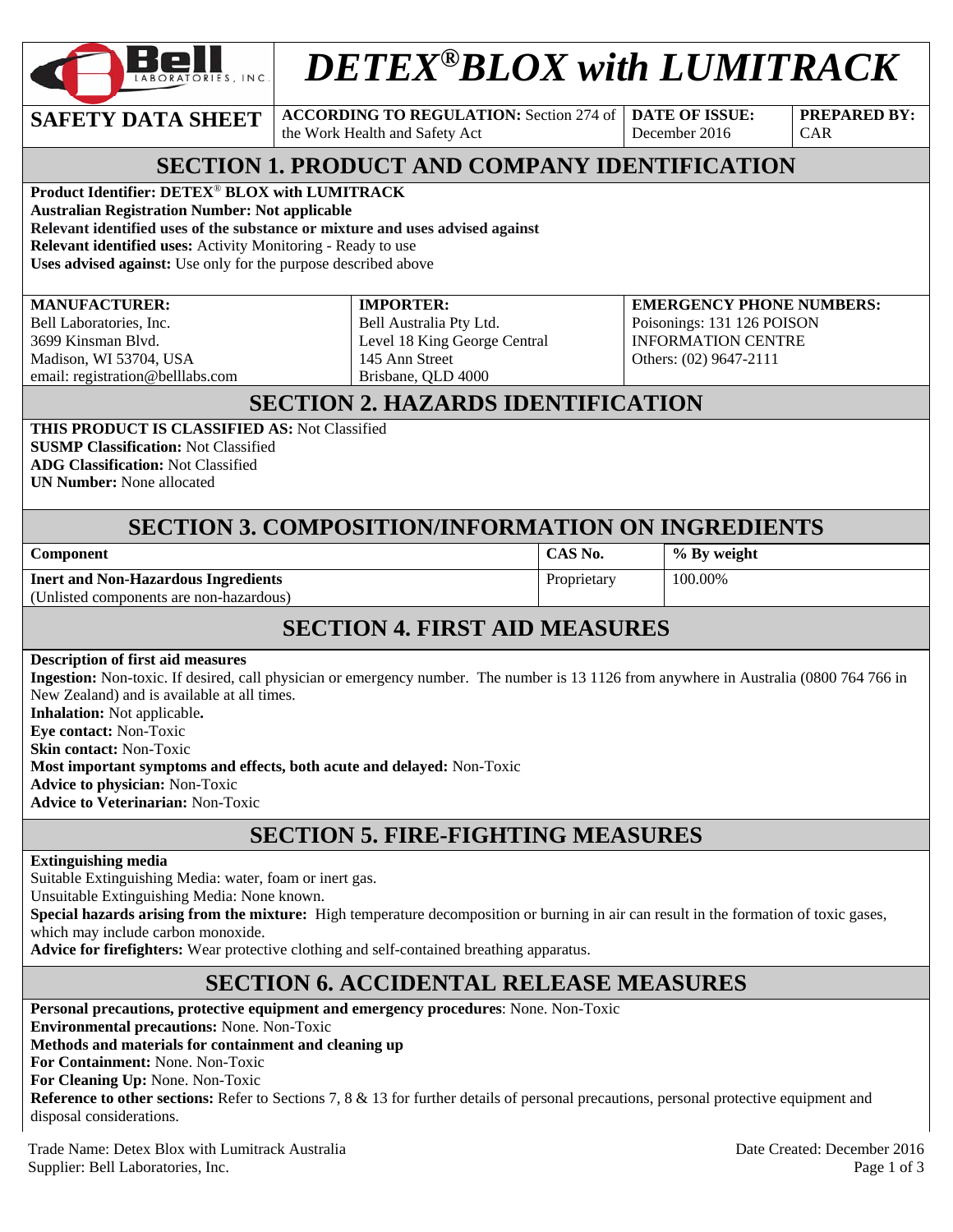# DETEX® BLOX with LUMITRACK

| SAFETY DATA SHEET | ACCORDING TO REGULATION: Section 274 of the Work Health and Safety Act | DATE OF ISSUE: December 2016 | PREPARED BY: CAR |
|---|---|---|---|

## SECTION 1. PRODUCT AND COMPANY IDENTIFICATION

**Product Identifier: DETEX® BLOX with LUMITRACK**
**Australian Registration Number: Not applicable**
**Relevant identified uses of the substance or mixture and uses advised against**
**Relevant identified uses:** Activity Monitoring - Ready to use
**Uses advised against:** Use only for the purpose described above

| MANUFACTURER: | IMPORTER: | EMERGENCY PHONE NUMBERS: |
|---|---|---|
| Bell Laboratories, Inc.<br>3699 Kinsman Blvd.<br>Madison, WI 53704, USA<br>email: registration@belllabs.com | Bell Australia Pty Ltd.<br>Level 18 King George Central<br>145 Ann Street<br>Brisbane, QLD 4000 | Poisonings: 131 126 POISON INFORMATION CENTRE<br>Others: (02) 9647-2111 |

## SECTION 2. HAZARDS IDENTIFICATION

**THIS PRODUCT IS CLASSIFIED AS:** Not Classified
**SUSMP Classification:** Not Classified
**ADG Classification:** Not Classified
**UN Number:** None allocated

## SECTION 3. COMPOSITION/INFORMATION ON INGREDIENTS

| Component | CAS No. | % By weight |
|---|---|---|
| **Inert and Non-Hazardous Ingredients**<br>(Unlisted components are non-hazardous) | Proprietary | 100.00% |

## SECTION 4. FIRST AID MEASURES

**Description of first aid measures**
**Ingestion:** Non-toxic. If desired, call physician or emergency number. The number is 13 1126 from anywhere in Australia (0800 764 766 in New Zealand) and is available at all times.
**Inhalation:** Not applicable**.**
**Eye contact:** Non-Toxic
**Skin contact:** Non-Toxic
**Most important symptoms and effects, both acute and delayed:** Non-Toxic
**Advice to physician:** Non-Toxic
**Advice to Veterinarian:** Non-Toxic

## SECTION 5. FIRE-FIGHTING MEASURES

**Extinguishing media**
Suitable Extinguishing Media: water, foam or inert gas.
Unsuitable Extinguishing Media: None known.
**Special hazards arising from the mixture:** High temperature decomposition or burning in air can result in the formation of toxic gases, which may include carbon monoxide.
**Advice for firefighters:** Wear protective clothing and self-contained breathing apparatus.

## SECTION 6. ACCIDENTAL RELEASE MEASURES

**Personal precautions, protective equipment and emergency procedures**: None. Non-Toxic
**Environmental precautions:** None. Non-Toxic
**Methods and materials for containment and cleaning up**
**For Containment:** None. Non-Toxic
**For Cleaning Up:** None. Non-Toxic
**Reference to other sections:** Refer to Sections 7, 8 & 13 for further details of personal precautions, personal protective equipment and disposal considerations.

Trade Name: Detex Blox with Lumitrack Australia
Supplier: Bell Laboratories, Inc.
Date Created: December 2016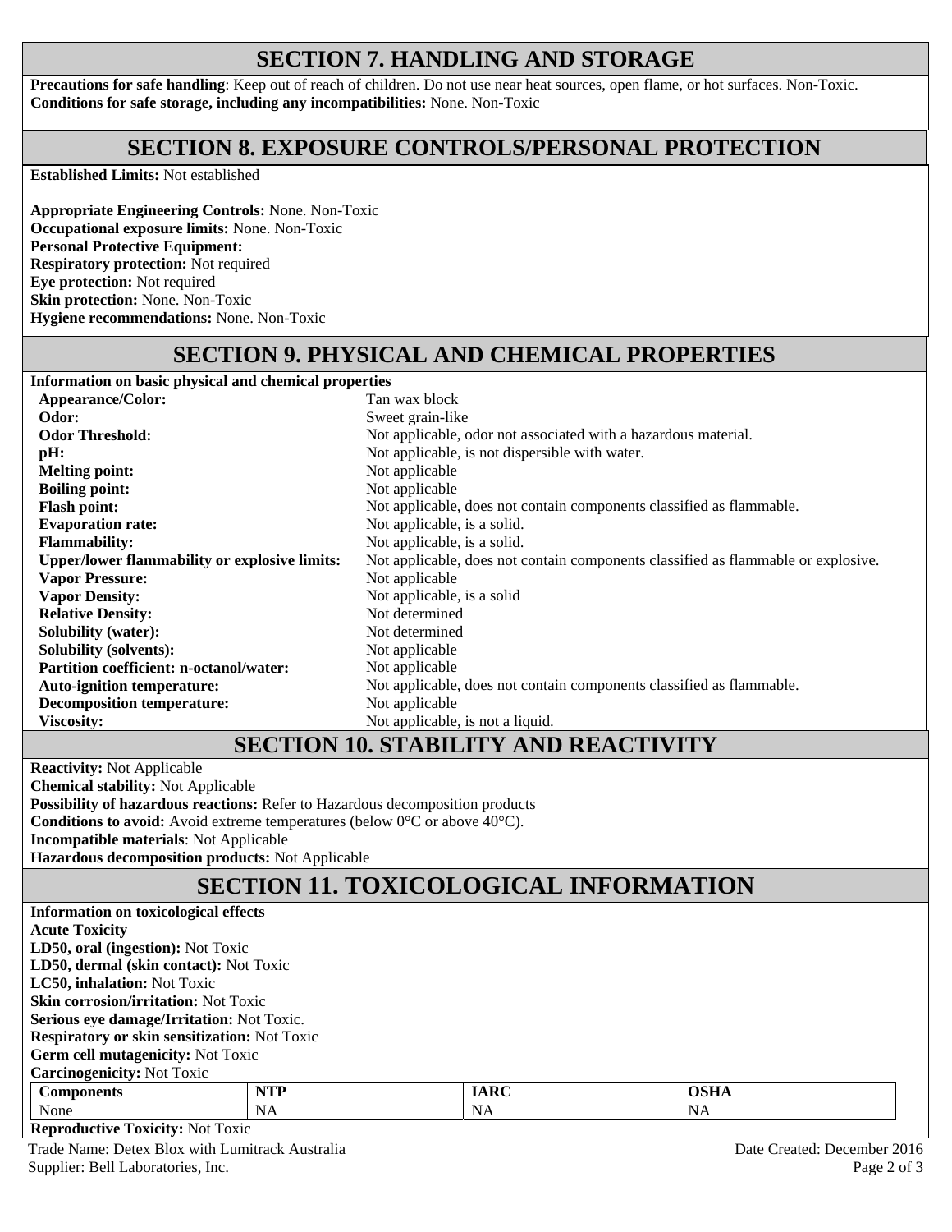## SECTION 7. HANDLING AND STORAGE

**Precautions for safe handling**: Keep out of reach of children. Do not use near heat sources, open flame, or hot surfaces. Non-Toxic.
**Conditions for safe storage, including any incompatibilities:** None. Non-Toxic

## SECTION 8. EXPOSURE CONTROLS/PERSONAL PROTECTION

**Established Limits:** Not established

**Appropriate Engineering Controls:** None. Non-Toxic
**Occupational exposure limits:** None. Non-Toxic
**Personal Protective Equipment:**
**Respiratory protection:** Not required
**Eye protection:** Not required
**Skin protection:** None. Non-Toxic
**Hygiene recommendations:** None. Non-Toxic

## SECTION 9. PHYSICAL AND CHEMICAL PROPERTIES

**Information on basic physical and chemical properties**

| | |
|---|---|
| **Appearance/Color:** | Tan wax block |
| **Odor:** | Sweet grain-like |
| **Odor Threshold:** | Not applicable, odor not associated with a hazardous material. |
| **pH:** | Not applicable, is not dispersible with water. |
| **Melting point:** | Not applicable |
| **Boiling point:** | Not applicable |
| **Flash point:** | Not applicable, does not contain components classified as flammable. |
| **Evaporation rate:** | Not applicable, is a solid. |
| **Flammability:** | Not applicable, is a solid. |
| **Upper/lower flammability or explosive limits:** | Not applicable, does not contain components classified as flammable or explosive. |
| **Vapor Pressure:** | Not applicable |
| **Vapor Density:** | Not applicable, is a solid |
| **Relative Density:** | Not determined |
| **Solubility (water):** | Not determined |
| **Solubility (solvents):** | Not applicable |
| **Partition coefficient: n-octanol/water:** | Not applicable |
| **Auto-ignition temperature:** | Not applicable, does not contain components classified as flammable. |
| **Decomposition temperature:** | Not applicable |
| **Viscosity:** | Not applicable, is not a liquid. |

## SECTION 10. STABILITY AND REACTIVITY

**Reactivity:** Not Applicable
**Chemical stability:** Not Applicable
**Possibility of hazardous reactions:** Refer to Hazardous decomposition products
**Conditions to avoid:** Avoid extreme temperatures (below 0°C or above 40°C).
**Incompatible materials**: Not Applicable
**Hazardous decomposition products:** Not Applicable

## SECTION 11. TOXICOLOGICAL INFORMATION

**Information on toxicological effects**
**Acute Toxicity**
**LD50, oral (ingestion):** Not Toxic
**LD50, dermal (skin contact):** Not Toxic
**LC50, inhalation:** Not Toxic
**Skin corrosion/irritation:** Not Toxic
**Serious eye damage/Irritation:** Not Toxic.
**Respiratory or skin sensitization:** Not Toxic
**Germ cell mutagenicity:** Not Toxic
**Carcinogenicity:** Not Toxic

| Components | NTP | IARC | OSHA |
|---|---|---|---|
| None | NA | NA | NA |

**Reproductive Toxicity:** Not Toxic

Trade Name: Detex Blox with Lumitrack Australia
Supplier: Bell Laboratories, Inc.
Date Created: December 2016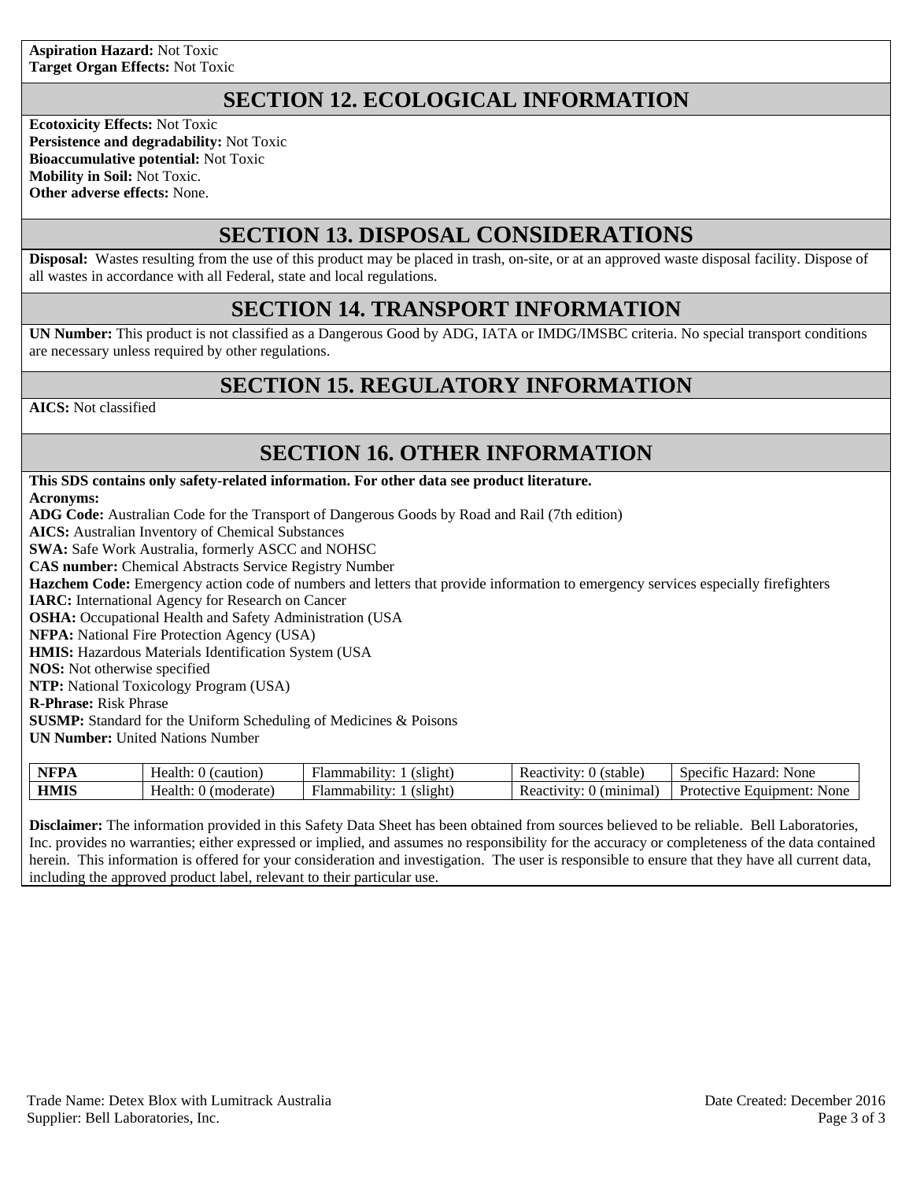**Aspiration Hazard:** Not Toxic
**Target Organ Effects:** Not Toxic

## SECTION 12. ECOLOGICAL INFORMATION

**Ecotoxicity Effects:** Not Toxic
**Persistence and degradability:** Not Toxic
**Bioaccumulative potential:** Not Toxic
**Mobility in Soil:** Not Toxic.
**Other adverse effects:** None.

## SECTION 13. DISPOSAL CONSIDERATIONS

**Disposal:** Wastes resulting from the use of this product may be placed in trash, on-site, or at an approved waste disposal facility. Dispose of all wastes in accordance with all Federal, state and local regulations.

## SECTION 14. TRANSPORT INFORMATION

**UN Number:** This product is not classified as a Dangerous Good by ADG, IATA or IMDG/IMSBC criteria. No special transport conditions are necessary unless required by other regulations.

## SECTION 15. REGULATORY INFORMATION

**AICS:** Not classified

## SECTION 16. OTHER INFORMATION

**This SDS contains only safety-related information. For other data see product literature.**
**Acronyms:**
**ADG Code:** Australian Code for the Transport of Dangerous Goods by Road and Rail (7th edition)
**AICS:** Australian Inventory of Chemical Substances
**SWA:** Safe Work Australia, formerly ASCC and NOHSC
**CAS number:** Chemical Abstracts Service Registry Number
**Hazchem Code:** Emergency action code of numbers and letters that provide information to emergency services especially firefighters
**IARC:** International Agency for Research on Cancer
**OSHA:** Occupational Health and Safety Administration (USA
**NFPA:** National Fire Protection Agency (USA)
**HMIS:** Hazardous Materials Identification System (USA
**NOS:** Not otherwise specified
**NTP:** National Toxicology Program (USA)
**R-Phrase:** Risk Phrase
**SUSMP:** Standard for the Uniform Scheduling of Medicines & Poisons
**UN Number:** United Nations Number

| | | | | |
|---|---|---|---|---|
| **NFPA** | Health: 0 (caution) | Flammability: 1 (slight) | Reactivity: 0 (stable) | Specific Hazard: None |
| **HMIS** | Health: 0 (moderate) | Flammability: 1 (slight) | Reactivity: 0 (minimal) | Protective Equipment: None |

**Disclaimer:** The information provided in this Safety Data Sheet has been obtained from sources believed to be reliable. Bell Laboratories, Inc. provides no warranties; either expressed or implied, and assumes no responsibility for the accuracy or completeness of the data contained herein. This information is offered for your consideration and investigation. The user is responsible to ensure that they have all current data, including the approved product label, relevant to their particular use.